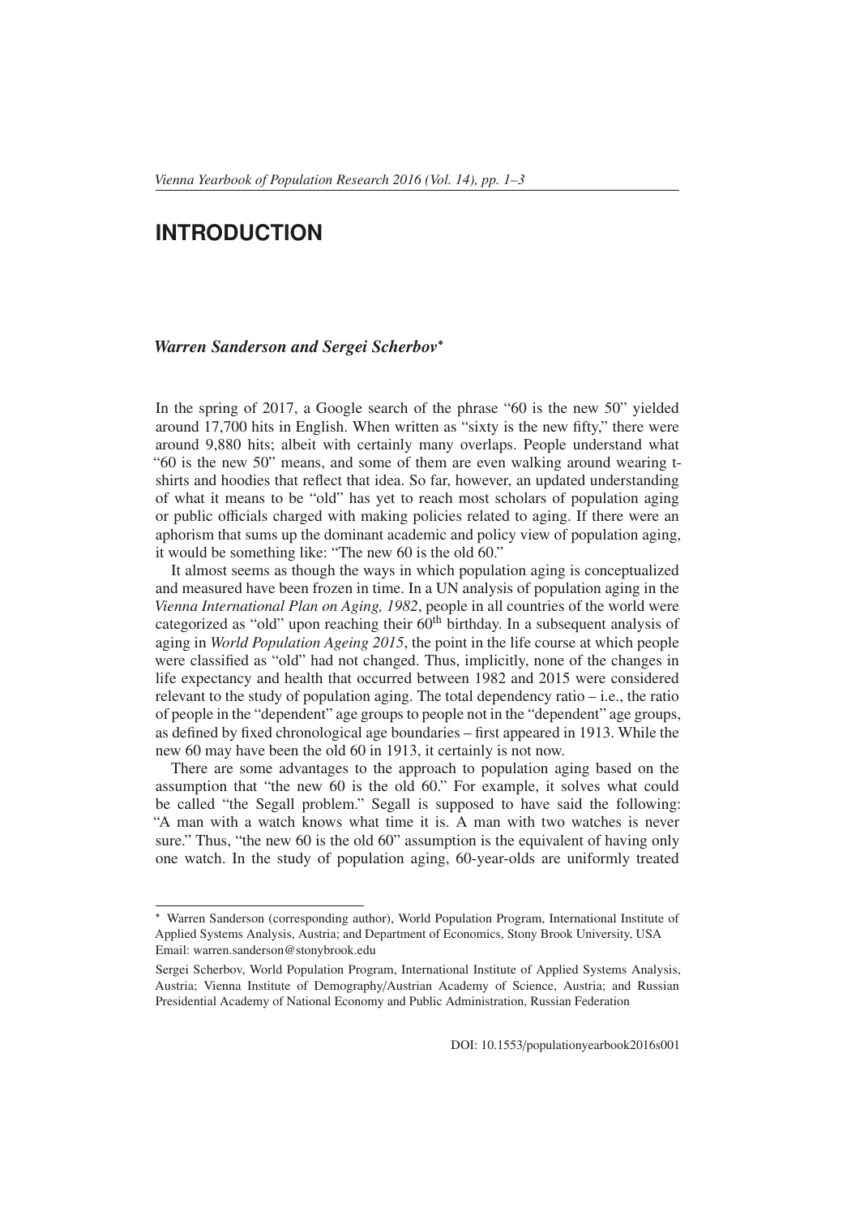# INTRODUCTION

***Warren Sanderson and Sergei Scherbov****

In the spring of 2017, a Google search of the phrase "60 is the new 50" yielded around 17,700 hits in English. When written as "sixty is the new fifty," there were around 9,880 hits; albeit with certainly many overlaps. People understand what "60 is the new 50" means, and some of them are even walking around wearing t-shirts and hoodies that reflect that idea. So far, however, an updated understanding of what it means to be "old" has yet to reach most scholars of population aging or public officials charged with making policies related to aging. If there were an aphorism that sums up the dominant academic and policy view of population aging, it would be something like: "The new 60 is the old 60."

It almost seems as though the ways in which population aging is conceptualized and measured have been frozen in time. In a UN analysis of population aging in the *Vienna International Plan on Aging, 1982*, people in all countries of the world were categorized as "old" upon reaching their 60th birthday. In a subsequent analysis of aging in *World Population Ageing 2015*, the point in the life course at which people were classified as "old" had not changed. Thus, implicitly, none of the changes in life expectancy and health that occurred between 1982 and 2015 were considered relevant to the study of population aging. The total dependency ratio – i.e., the ratio of people in the "dependent" age groups to people not in the "dependent" age groups, as defined by fixed chronological age boundaries – first appeared in 1913. While the new 60 may have been the old 60 in 1913, it certainly is not now.

There are some advantages to the approach to population aging based on the assumption that "the new 60 is the old 60." For example, it solves what could be called "the Segall problem." Segall is supposed to have said the following: "A man with a watch knows what time it is. A man with two watches is never sure." Thus, "the new 60 is the old 60" assumption is the equivalent of having only one watch. In the study of population aging, 60-year-olds are uniformly treated

---

* Warren Sanderson (corresponding author), World Population Program, International Institute of Applied Systems Analysis, Austria; and Department of Economics, Stony Brook University, USA
Email: warren.sanderson@stonybrook.edu

Sergei Scherbov, World Population Program, International Institute of Applied Systems Analysis, Austria; Vienna Institute of Demography/Austrian Academy of Science, Austria; and Russian Presidential Academy of National Economy and Public Administration, Russian Federation

DOI: 10.1553/populationyearbook2016s001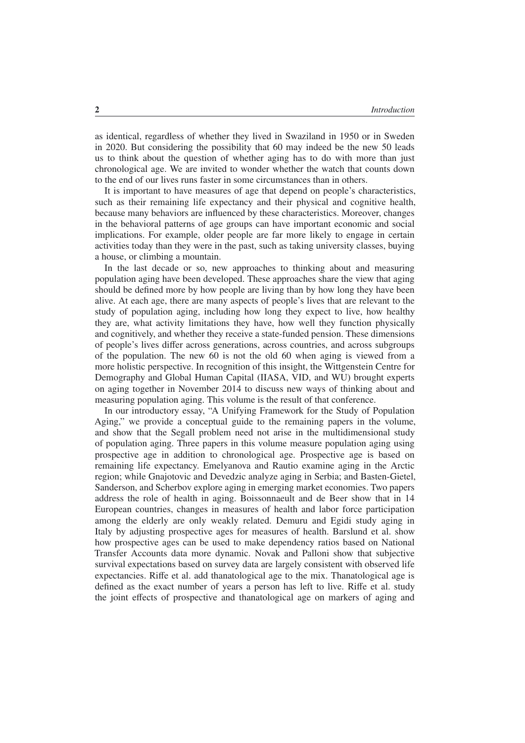as identical, regardless of whether they lived in Swaziland in 1950 or in Sweden in 2020. But considering the possibility that 60 may indeed be the new 50 leads us to think about the question of whether aging has to do with more than just chronological age. We are invited to wonder whether the watch that counts down to the end of our lives runs faster in some circumstances than in others.

It is important to have measures of age that depend on people's characteristics, such as their remaining life expectancy and their physical and cognitive health, because many behaviors are influenced by these characteristics. Moreover, changes in the behavioral patterns of age groups can have important economic and social implications. For example, older people are far more likely to engage in certain activities today than they were in the past, such as taking university classes, buying a house, or climbing a mountain.

In the last decade or so, new approaches to thinking about and measuring population aging have been developed. These approaches share the view that aging should be defined more by how people are living than by how long they have been alive. At each age, there are many aspects of people's lives that are relevant to the study of population aging, including how long they expect to live, how healthy they are, what activity limitations they have, how well they function physically and cognitively, and whether they receive a state-funded pension. These dimensions of people's lives differ across generations, across countries, and across subgroups of the population. The new 60 is not the old 60 when aging is viewed from a more holistic perspective. In recognition of this insight, the Wittgenstein Centre for Demography and Global Human Capital (IIASA, VID, and WU) brought experts on aging together in November 2014 to discuss new ways of thinking about and measuring population aging. This volume is the result of that conference.

In our introductory essay, "A Unifying Framework for the Study of Population Aging," we provide a conceptual guide to the remaining papers in the volume, and show that the Segall problem need not arise in the multidimensional study of population aging. Three papers in this volume measure population aging using prospective age in addition to chronological age. Prospective age is based on remaining life expectancy. Emelyanova and Rautio examine aging in the Arctic region; while Gnajotovic and Devedzic analyze aging in Serbia; and Basten-Gietel, Sanderson, and Scherbov explore aging in emerging market economies. Two papers address the role of health in aging. Boissonnaeult and de Beer show that in 14 European countries, changes in measures of health and labor force participation among the elderly are only weakly related. Demuru and Egidi study aging in Italy by adjusting prospective ages for measures of health. Barslund et al. show how prospective ages can be used to make dependency ratios based on National Transfer Accounts data more dynamic. Novak and Palloni show that subjective survival expectations based on survey data are largely consistent with observed life expectancies. Riffe et al. add thanatological age to the mix. Thanatological age is defined as the exact number of years a person has left to live. Riffe et al. study the joint effects of prospective and thanatological age on markers of aging and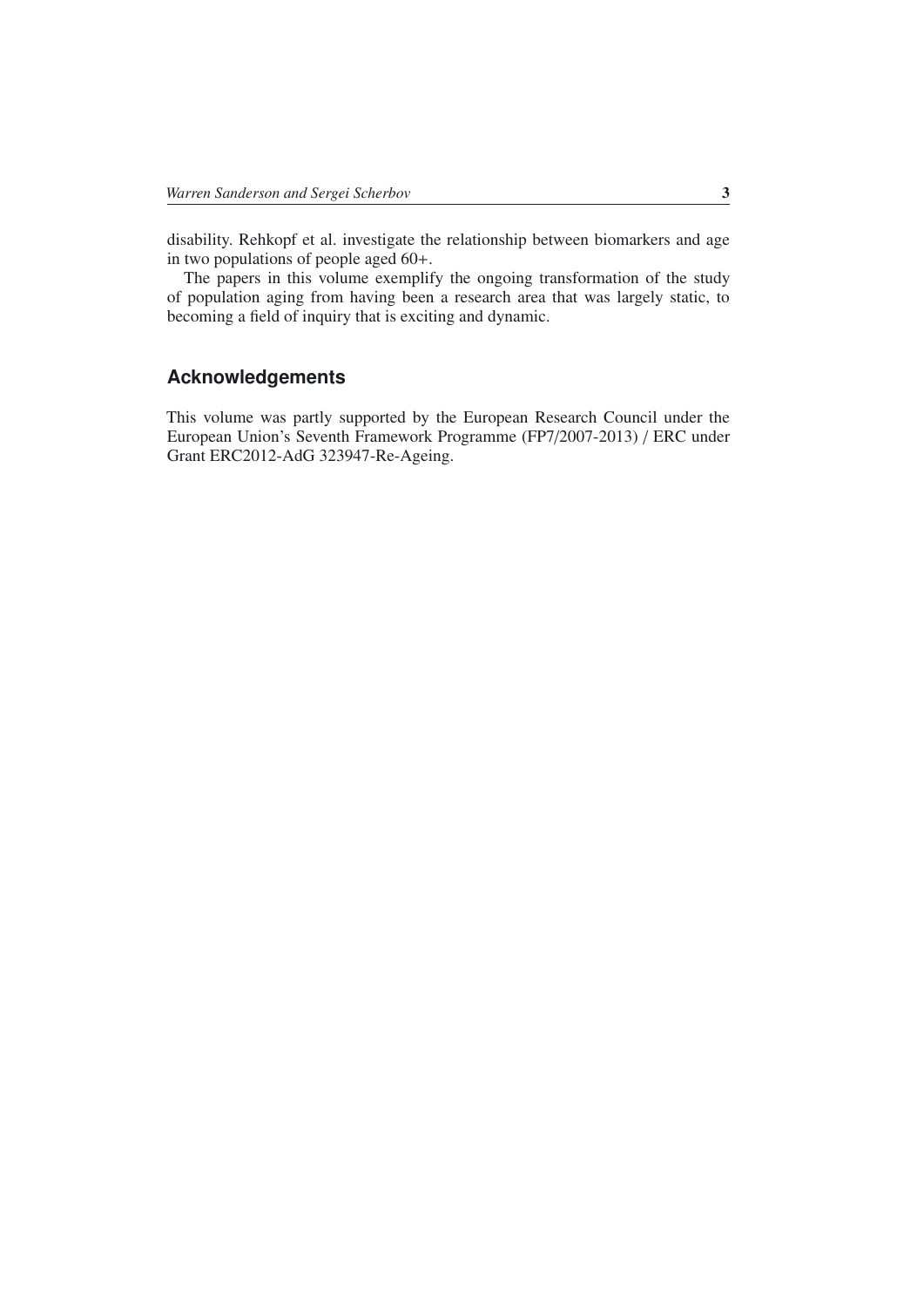disability. Rehkopf et al. investigate the relationship between biomarkers and age in two populations of people aged 60+.

The papers in this volume exemplify the ongoing transformation of the study of population aging from having been a research area that was largely static, to becoming a field of inquiry that is exciting and dynamic.

## Acknowledgements

This volume was partly supported by the European Research Council under the European Union's Seventh Framework Programme (FP7/2007-2013) / ERC under Grant ERC2012-AdG 323947-Re-Ageing.